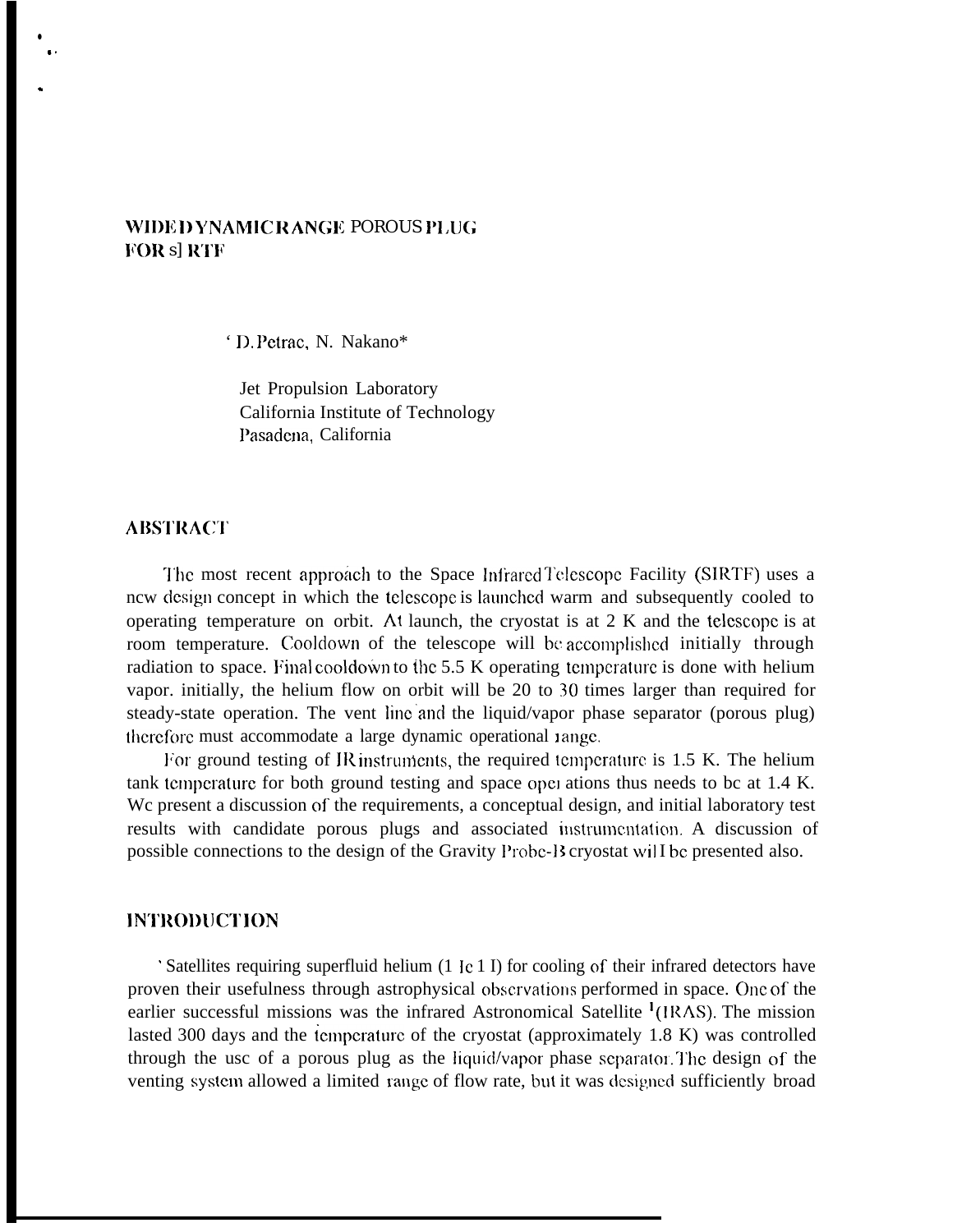# WIDE DYNAMIC RANGE POROUS PLUG FOR SIRTF

D. Petrac, N. Nakano*

Jet Propulsion Laboratory
California Institute of Technology
Pasadena, California

## ABSTRACT

The most recent approach to the Space Infrared Telescope Facility (SIRTF) uses a new design concept in which the telescope is launched warm and subsequently cooled to operating temperature on orbit. At launch, the cryostat is at 2 K and the telescope is at room temperature. Cooldown of the telescope will be accomplished initially through radiation to space. Final cooldown to the 5.5 K operating temperature is done with helium vapor. initially, the helium flow on orbit will be 20 to 30 times larger than required for steady-state operation. The vent line and the liquid/vapor phase separator (porous plug) therefore must accommodate a large dynamic operational range.

For ground testing of IR instruments, the required temperature is 1.5 K. The helium tank temperature for both ground testing and space operations thus needs to be at 1.4 K. We present a discussion of the requirements, a conceptual design, and initial laboratory test results with candidate porous plugs and associated instrumentation. A discussion of possible connections to the design of the Gravity Probe-B cryostat will be presented also.

## INTRODUCTION

Satellites requiring superfluid helium (He II) for cooling of their infrared detectors have proven their usefulness through astrophysical observations performed in space. One of the earlier successful missions was the infrared Astronomical Satellite [1] (IRAS). The mission lasted 300 days and the temperature of the cryostat (approximately 1.8 K) was controlled through the use of a porous plug as the liquid/vapor phase separator. The design of the venting system allowed a limited range of flow rate, but it was designed sufficiently broad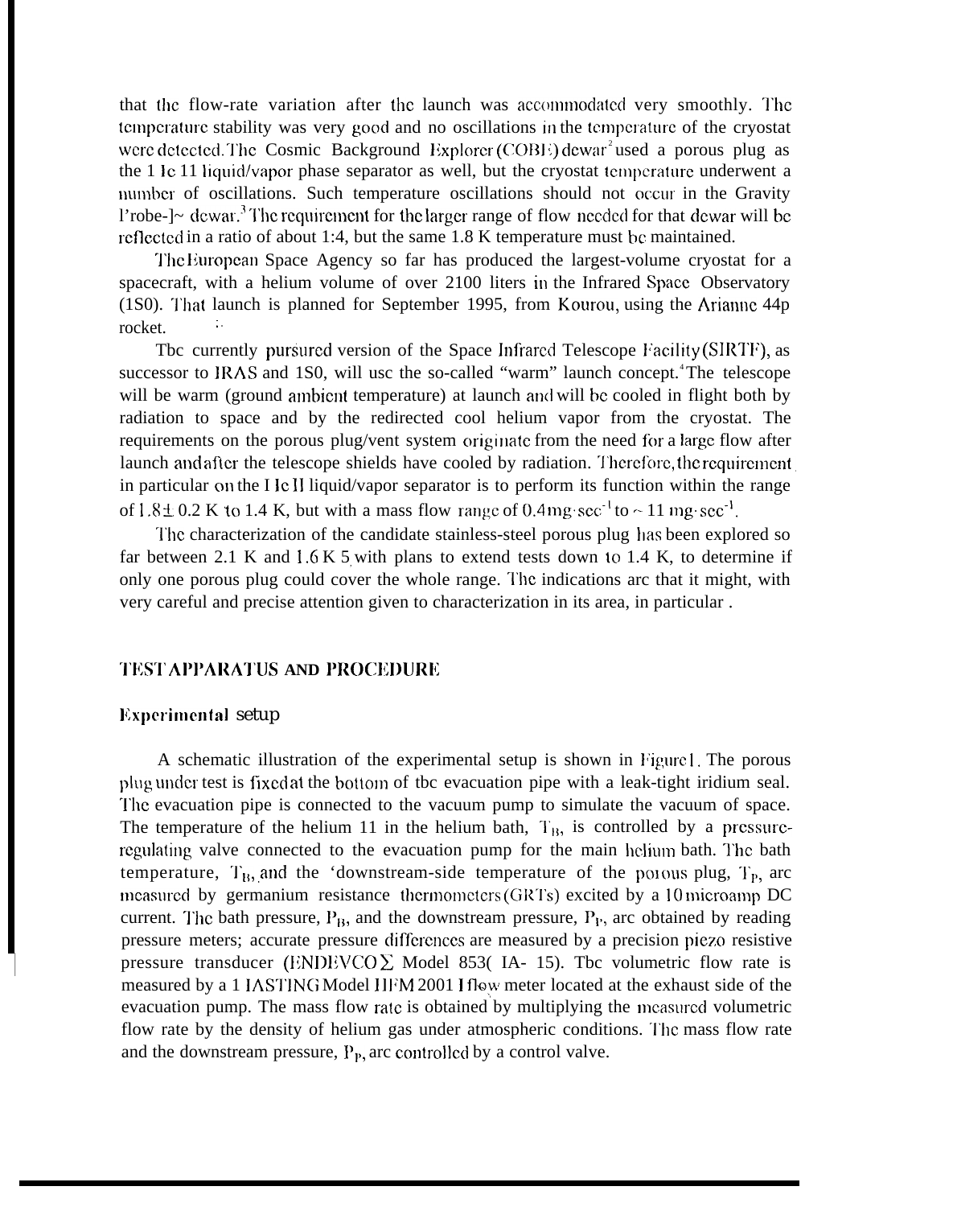that the flow-rate variation after the launch was accommodated very smoothly. The temperature stability was very good and no oscillations in the temperature of the cryostat were detected. The Cosmic Background Explorer (COBE) dewar[2] used a porous plug as the He II liquid/vapor phase separator as well, but the cryostat temperature underwent a number of oscillations. Such temperature oscillations should not occur in the Gravity Probe-B dewar.[3] The requirement for the larger range of flow needed for that dewar will be reflected in a ratio of about 1:4, but the same 1.8 K temperature must be maintained.

The European Space Agency so far has produced the largest-volume cryostat for a spacecraft, with a helium volume of over 2100 liters in the Infrared Space Observatory (ISO). That launch is planned for September 1995, from Kourou, using the Arianne 44p rocket.

The currently pursured version of the Space Infrared Telescope Facility (SIRTF), as successor to IRAS and ISO, will use the so-called "warm" launch concept.[4] The telescope will be warm (ground ambient temperature) at launch and will be cooled in flight both by radiation to space and by the redirected cool helium vapor from the cryostat. The requirements on the porous plug/vent system originate from the need for a large flow after launch and after the telescope shields have cooled by radiation. Therefore, the requirement in particular on the He II liquid/vapor separator is to perform its function within the range of $1.8 \pm 0.2$ K to 1.4 K, but with a mass flow range of $0.4\, mg \cdot sec^{-1}$ to $\sim 11\, mg \cdot sec^{-1}$.

The characterization of the candidate stainless-steel porous plug has been explored so far between 2.1 K and 1.6 K[5] with plans to extend tests down to 1.4 K, to determine if only one porous plug could cover the whole range. The indications are that it might, with very careful and precise attention given to characterization in its area, in particular .

## TEST APPARATUS AND PROCEDURE

### Experimental setup

A schematic illustration of the experimental setup is shown in Figure 1. The porous plug under test is fixed at the bottom of the evacuation pipe with a leak-tight iridium seal. The evacuation pipe is connected to the vacuum pump to simulate the vacuum of space. The temperature of the helium II in the helium bath, $T_B$, is controlled by a pressure-regulating valve connected to the evacuation pump for the main helium bath. The bath temperature, $T_B$, and the downstream-side temperature of the porous plug, $T_P$, are measured by germanium resistance thermometers (GRTs) excited by a 10 microamp DC current. The bath pressure, $P_B$, and the downstream pressure, $P_P$, are obtained by reading pressure meters; accurate pressure differences are measured by a precision piezo resistive pressure transducer (ENDEVCO $\Sigma$ Model 853( IA- 15). The volumetric flow rate is measured by a HASTING Model HFM 2001 flow meter located at the exhaust side of the evacuation pump. The mass flow rate is obtained by multiplying the measured volumetric flow rate by the density of helium gas under atmospheric conditions. The mass flow rate and the downstream pressure, $P_P$, are controlled by a control valve.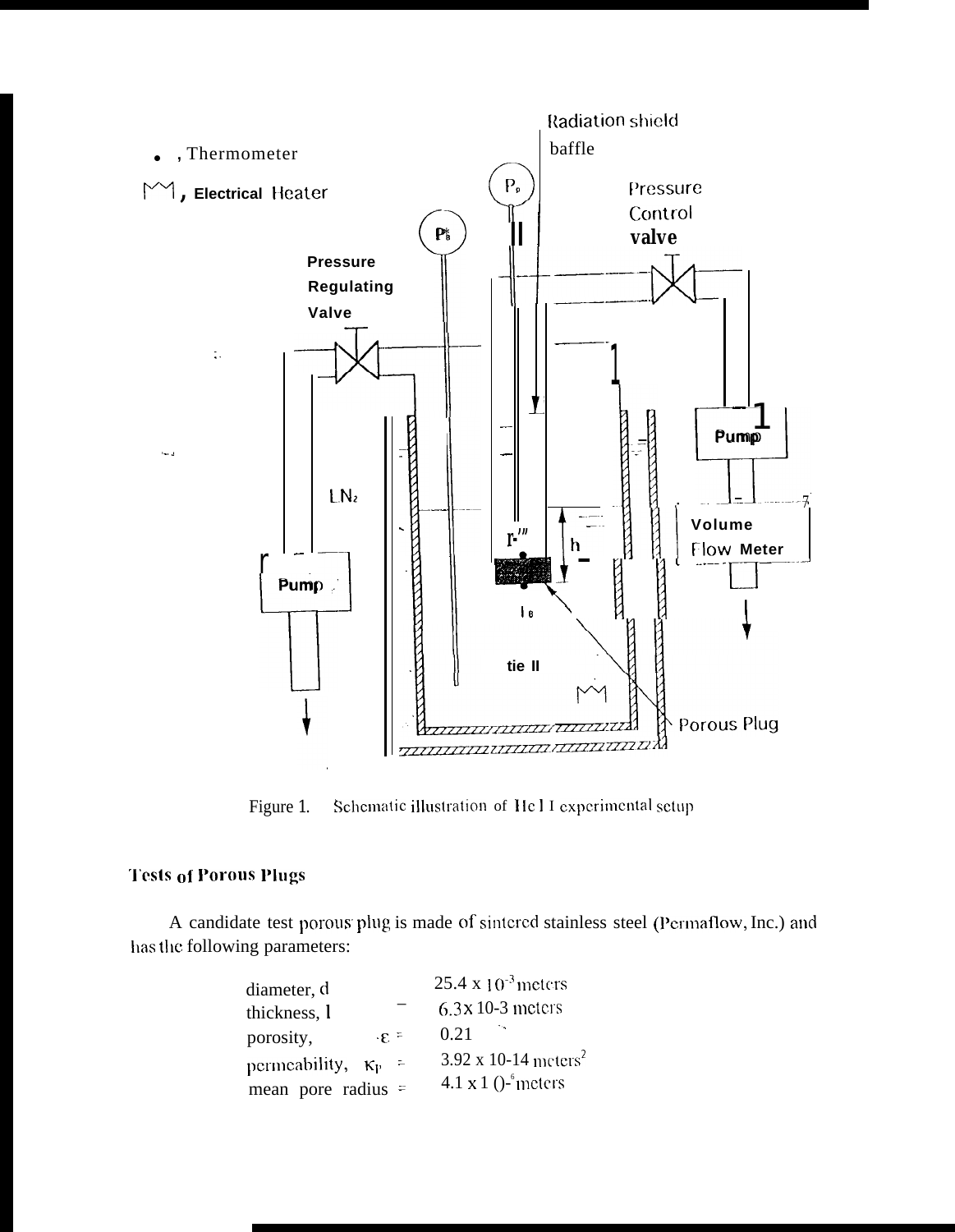Figure 1. Schematic illustration of He II experimental setup

## Tests of Porous Plugs

A candidate test porous plug is made of sintered stainless steel (Permaflow, Inc.) and has the following parameters:

| | | |
|---|---|---|
| diameter, $d$ | = | $25.4 \times 10^{-3}$ meters |
| thickness, $l$ | = | $6.3 \times 10^{-3}$ meters |
| porosity, $\varepsilon$ | = | 0.21 |
| permeability, $\kappa_p$ | = | $3.92 \times 10^{-14}$ meters$^2$ |
| mean pore radius | = | $4.1 \times 10^{-6}$ meters |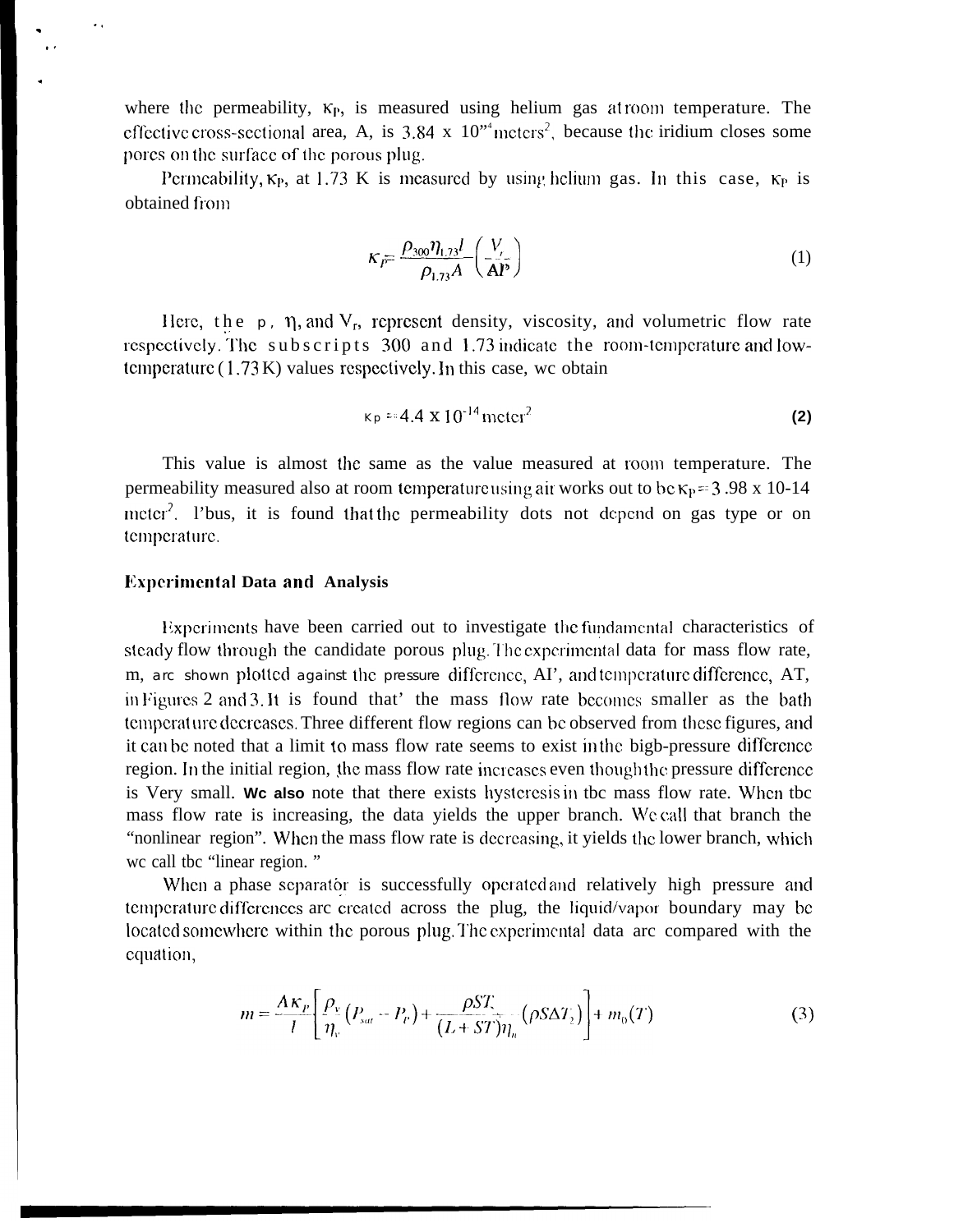where the permeability, $\kappa_P$, is measured using helium gas at room temperature. The effective cross-sectional area, A, is 3.84 x $10^{-4}$ meters$^2$, because the iridium closes some pores on the surface of the porous plug.

Permeability, $\kappa_P$, at 1.73 K is measured by using helium gas. In this case, $\kappa_P$ is obtained from

$$\kappa_P = \frac{\rho_{300}\eta_{1.73}l}{\rho_{1.73}A}\left(\frac{V_r}{\Delta P}\right) \tag{1}$$

Here, the $\rho$, $\eta$, and $V_r$, represent density, viscosity, and volumetric flow rate respectively. The subscripts 300 and 1.73 indicate the room-temperature and low-temperature (1.73 K) values respectively. In this case, we obtain

$$\kappa_P = 4.4 \times 10^{-14} \text{ meter}^2 \tag{2}$$

This value is almost the same as the value measured at room temperature. The permeability measured also at room temperature using air works out to be $\kappa_P = 3.98 \times 10^{-14}$ meter$^2$. Thus, it is found that the permeability does not depend on gas type or on temperature.

### Experimental Data and Analysis

Experiments have been carried out to investigate the fundamental characteristics of steady flow through the candidate porous plug. The experimental data for mass flow rate, m, are shown plotted against the pressure difference, $\Delta P$, and temperature difference, $\Delta T$, in Figures 2 and 3. It is found that the mass flow rate becomes smaller as the bath temperature decreases. Three different flow regions can be observed from these figures, and it can be noted that a limit to mass flow rate seems to exist in the high-pressure difference region. In the initial region, the mass flow rate increases even though the pressure difference is very small. We also note that there exists hysteresis in the mass flow rate. When the mass flow rate is increasing, the data yields the upper branch. We call that branch the "nonlinear region". When the mass flow rate is decreasing, it yields the lower branch, which we call the "linear region."

When a phase separator is successfully operated and relatively high pressure and temperature differences are created across the plug, the liquid/vapor boundary may be located somewhere within the porous plug. The experimental data are compared with the equation,

$$m = \frac{A\kappa_P}{l}\left[\frac{\rho_v}{\eta_v}\left(P_{sat} - P_v\right) + \frac{\rho S T_c}{(L + ST)\eta_n}\left(\rho S \Delta T_2\right)\right] + m_0(T) \tag{3}$$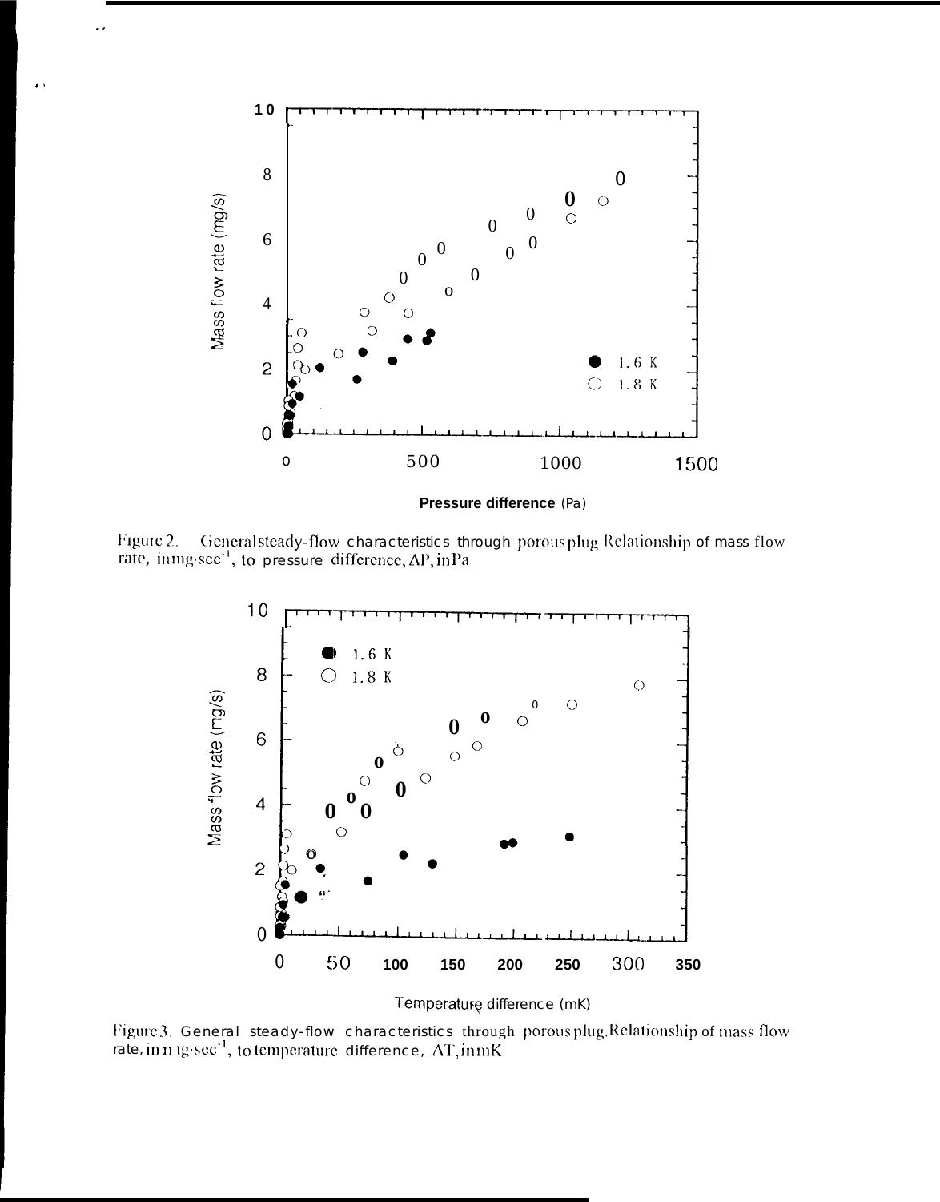Figure 2. General steady-flow characteristics through porous plug. Relationship of mass flow rate, in mg·sec$^{-1}$, to pressure difference, $\Delta P$, in Pa

Figure 3. General steady-flow characteristics through porous plug. Relationship of mass flow rate, in mg·sec$^{-1}$, to temperature difference, $\Delta T$, in mK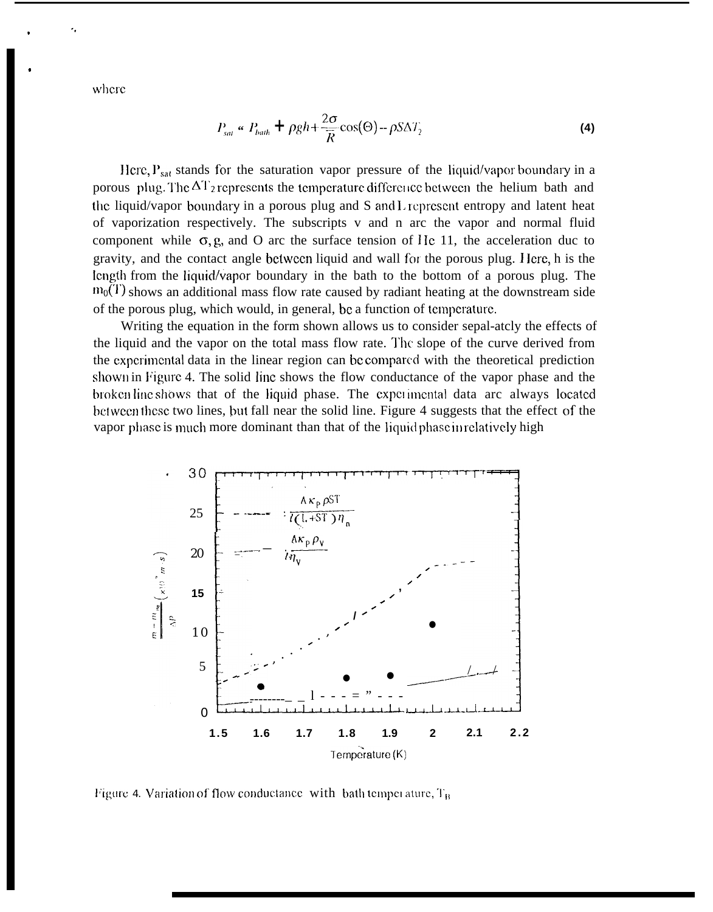where

$$P_{sat} \approx P_{bath} + \rho g h + \frac{2\sigma}{R}\cos(\Theta) - \rho S \Delta T_2 \tag{4}$$

Here, $P_{sat}$ stands for the saturation vapor pressure of the liquid/vapor boundary in a porous plug. The $\Delta T_2$ represents the temperature difference between the helium bath and the liquid/vapor boundary in a porous plug and S and L represent entropy and latent heat of vaporization respectively. The subscripts v and n are the vapor and normal fluid component while $\sigma$, g, and $\Theta$ are the surface tension of He II, the acceleration due to gravity, and the contact angle between liquid and wall for the porous plug. Here, h is the length from the liquid/vapor boundary in the bath to the bottom of a porous plug. The $m_0(T)$ shows an additional mass flow rate caused by radiant heating at the downstream side of the porous plug, which would, in general, be a function of temperature.

Writing the equation in the form shown allows us to consider separately the effects of the liquid and the vapor on the total mass flow rate. The slope of the curve derived from the experimental data in the linear region can be compared with the theoretical prediction shown in Figure 4. The solid line shows the flow conductance of the vapor phase and the broken line shows that of the liquid phase. The experimental data are always located between these two lines, but fall near the solid line. Figure 4 suggests that the effect of the vapor phase is much more dominant than that of the liquid phase in relatively high

Figure 4. Variation of flow conductance with bath temperature, $T_B$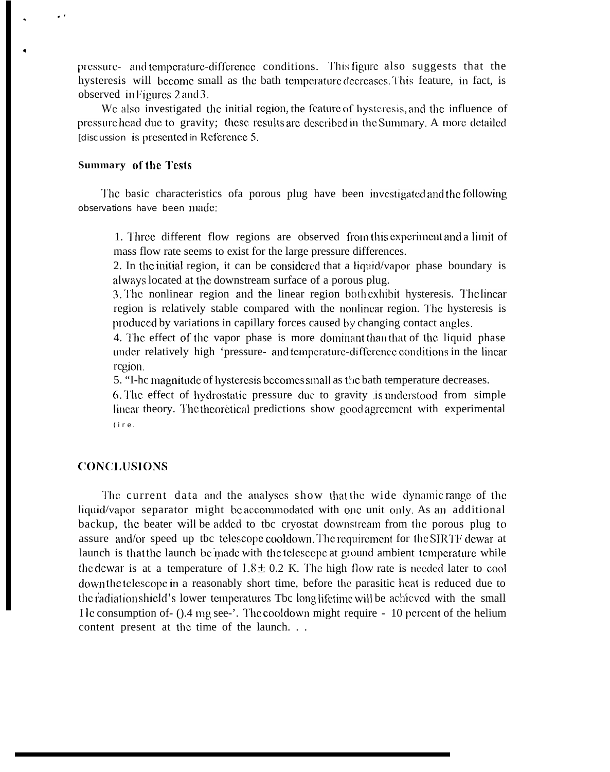pressure- and temperature-difference conditions. This figure also suggests that the hysteresis will become small as the bath temperature decreases. This feature, in fact, is observed in Figures 2 and 3.

We also investigated the initial region, the feature of hysteresis, and the influence of pressure head due to gravity; these results are described in the Summary. A more detailed [discussion is presented in Reference 5.

### Summary of the Tests

The basic characteristics of a porous plug have been investigated and the following observations have been made:

1. Three different flow regions are observed from this experiment and a limit of mass flow rate seems to exist for the large pressure differences.
2. In the initial region, it can be considered that a liquid/vapor phase boundary is always located at the downstream surface of a porous plug.
3. The nonlinear region and the linear region both exhibit hysteresis. The linear region is relatively stable compared with the nonlinear region. The hysteresis is produced by variations in capillary forces caused by changing contact angles.
4. The effect of the vapor phase is more dominant than that of the liquid phase under relatively high 'pressure- and temperature-difference conditions in the linear region.
5. "I-he magnitude of hysteresis becomes small as the bath temperature decreases.
6. The effect of hydrostatic pressure due to gravity is understood from simple linear theory. The theoretical predictions show good agreement with experimental (ire.

## CONCLUSIONS

The current data and the analyses show that the wide dynamic range of the liquid/vapor separator might be accommodated with one unit only. As an additional backup, the beater will be added to tbc cryostat downstream from the porous plug to assure and/or speed up tbc telescope cooldown. The requirement for the SIRTF dewar at launch is that the launch be made with the telescope at ground ambient temperature while the dewar is at a temperature of $1.8 \pm 0.2$ K. The high flow rate is needed later to cool down the telescope in a reasonably short time, before the parasitic heat is reduced due to the radiation shield's lower temperatures Tbc long lifetime will be achieved with the small He consumption of- ().4 mg see-'. The cooldown might require - 10 percent of the helium content present at the time of the launch. . .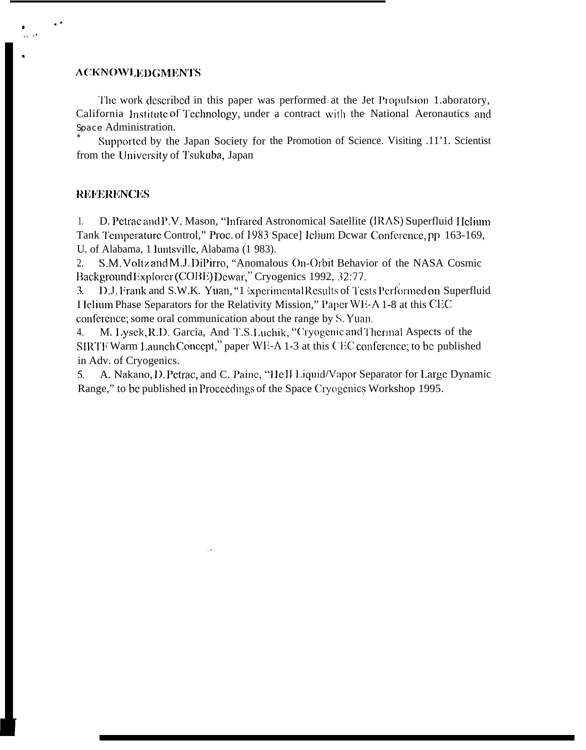## ACKNOWLEDGMENTS

The work described in this paper was performed at the Jet Propulsion 1.aboratory, California Institute of Technology, under a contract with the National Aeronautics and Space Administration.

* Supported by the Japan Society for the Promotion of Science. Visiting .11'1. Scientist from the University of Tsukuba, Japan

## REFERENCES

1. D. Petrac and P.V. Mason, "Infrared Astronomical Satellite (IRAS) Superfluid Helium Tank Temperature Control," Proc. of 1983 Space] Iclium Dcwar Conference, pp 163-169, U. of Alabama, 1 luntsville, Alabama (1 983).
2. S.M. Voltz and M.J. DiPirro, "Anomalous On-Orbit Behavior of the NASA Cosmic Background Explorer (COBE) Dewar," Cryogenics 1992, 32:77.
3. D.J. Frank and S.W.K. Yuan, "1 ̇xperimental Results of Tests Performed on Superfluid I lelium Phase Separators for the Relativity Mission," Paper WE-A 1-8 at this CEC conference; some oral communication about the range by S. Yuan.
4. M. Lysek, R.D. Garcia, And T.S. Luchik, "Cryogenic and Thermal Aspects of the SIRTF Warm Launch Concept," paper WE-A 1-3 at this CEC conference; to be published in Adv. of Cryogenics.
5. A. Nakano, D. Petrac, and C. Paine, "He II Liquid/Vapor Separator for Large Dynamic Range," to be published in Proceedings of the Space Cryogenics Workshop 1995.